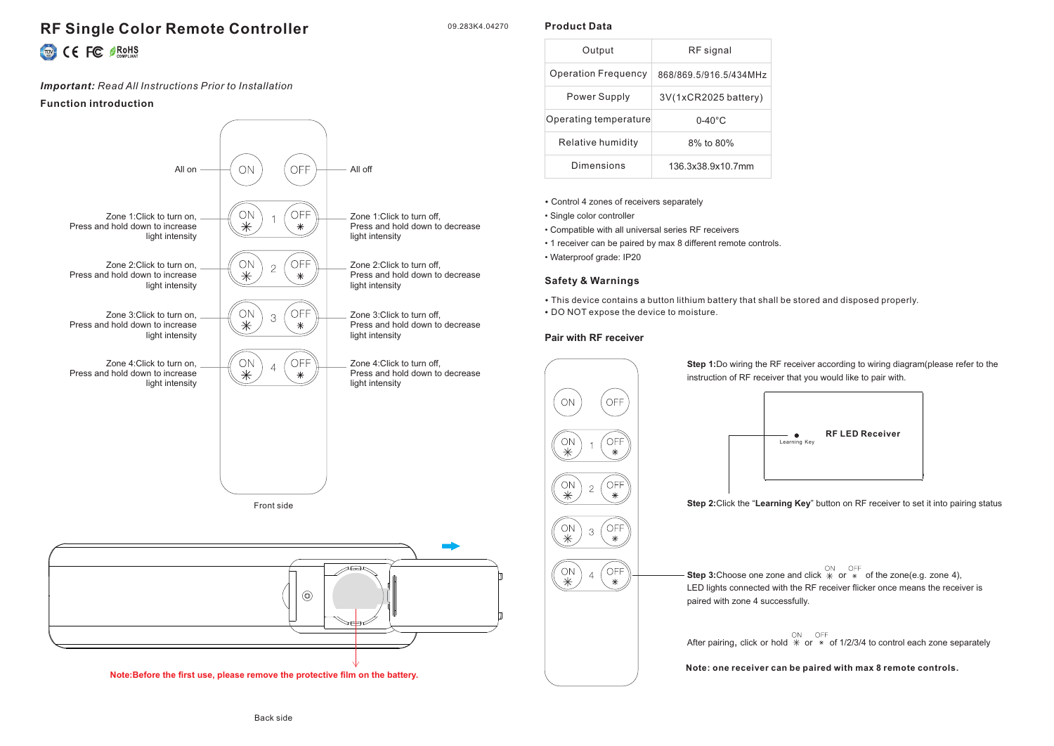# RF Single Color Remote Controller

09.283K4.04270

***Important:*** *Read All Instructions Prior to Installation*

**Function introduction**

All on — ON

All off — OFF

Zone 1:Click to turn on, Press and hold down to increase light intensity

Zone 1:Click to turn off, Press and hold down to decrease light intensity

Zone 2:Click to turn on, Press and hold down to increase light intensity

Zone 2:Click to turn off, Press and hold down to decrease light intensity

Zone 3:Click to turn on, Press and hold down to increase light intensity

Zone 3:Click to turn off, Press and hold down to decrease light intensity

Zone 4:Click to turn on, Press and hold down to increase light intensity

Zone 4:Click to turn off, Press and hold down to decrease light intensity

Front side

**Note:Before the first use, please remove the protective film on the battery.**

Back side

## Product Data

| Output | RF signal |
|---|---|
| Operation Frequency | 868/869.5/916.5/434MHz |
| Power Supply | 3V(1xCR2025 battery) |
| Operating temperature | 0-40°C |
| Relative humidity | 8% to 80% |
| Dimensions | 136.3x38.9x10.7mm |

- Control 4 zones of receivers separately
- Single color controller
- Compatible with all universal series RF receivers
- 1 receiver can be paired by max 8 different remote controls.
- Waterproof grade: IP20

## Safety & Warnings

- This device contains a button lithium battery that shall be stored and disposed properly.
- DO NOT expose the device to moisture.

## Pair with RF receiver

**Step 1:**Do wiring the RF receiver according to wiring diagram(please refer to the instruction of RF receiver that you would like to pair with.

RF LED Receiver

Learning Key

**Step 2:**Click the "**Learning Key**" button on RF receiver to set it into pairing status

**Step 3:**Choose one zone and click ON or OFF of the zone(e.g. zone 4), LED lights connected with the RF receiver flicker once means the receiver is paired with zone 4 successfully.

After pairing, click or hold ON or OFF of 1/2/3/4 to control each zone separately

**Note: one receiver can be paired with max 8 remote controls.**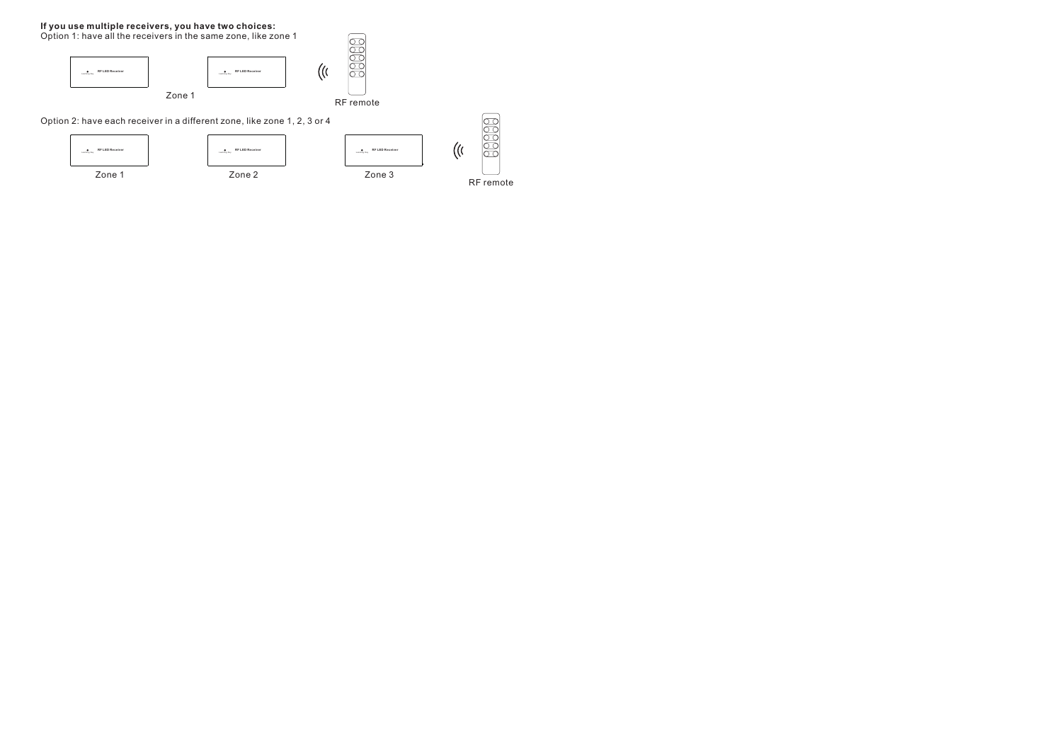**If you use multiple receivers, you have two choices:**

Option 1: have all the receivers in the same zone, like zone 1

RF LED Receiver

RF LED Receiver

Zone 1

RF remote

Option 2: have each receiver in a different zone, like zone 1, 2, 3 or 4

RF LED Receiver

Zone 1

RF LED Receiver

Zone 2

RF LED Receiver

Zone 3

RF remote